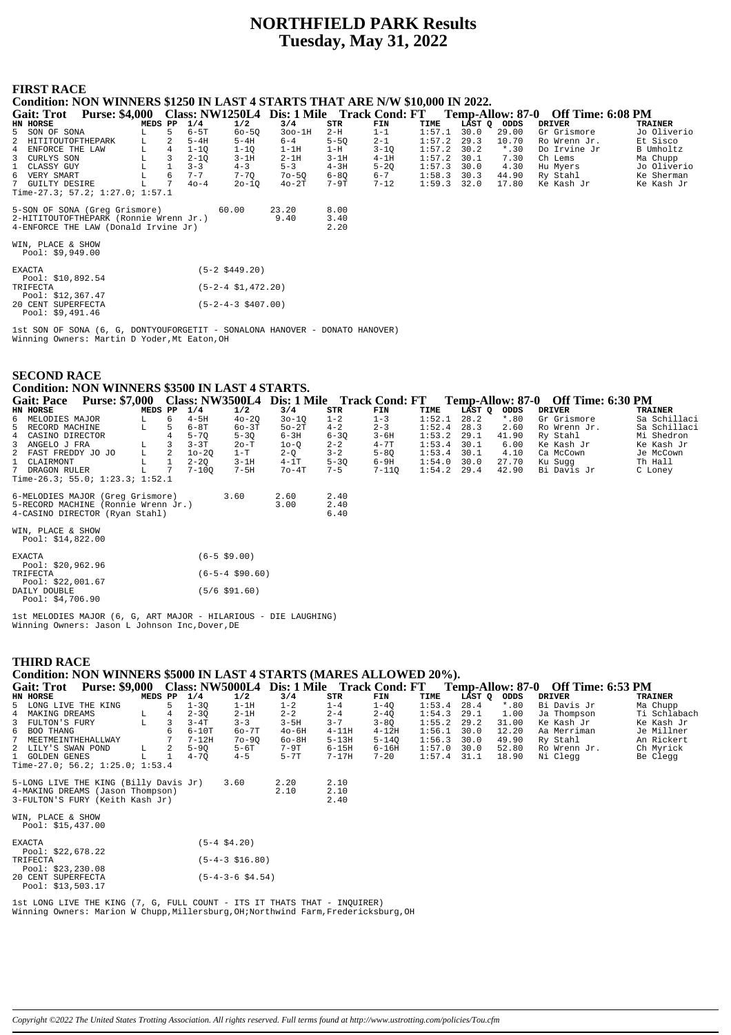# NORTHFIELD PARK Results
# Tuesday, May 31, 2022

## FIRST RACE

**Condition: NON WINNERS $1250 IN LAST 4 STARTS THAT ARE N/W $10,000 IN 2022.**

**Gait: Trot Purse: $4,000 Class: NW1250L4 Dis: 1 Mile Track Cond: FT Temp-Allow: 87-0 Off Time: 6:08 PM**

| HN | HORSE | MEDS | PP | 1/4 | 1/2 | 3/4 | STR | FIN | TIME | LAST Q | ODDS | DRIVER | TRAINER |
|---|---|---|---|---|---|---|---|---|---|---|---|---|---|
| 5 | SON OF SONA | L | 5 | 6-5T | 6o-5Q | 3oo-1H | 2-H | 1-1 | 1:57.1 | 30.0 | 29.00 | Gr Grismore | Jo Oliverio |
| 2 | HITITOUTOFTHEPARK | L | 2 | 5-4H | 5-4H | 6-4 | 5-5Q | 2-1 | 1:57.2 | 29.3 | 10.70 | Ro Wrenn Jr. | Et Sisco |
| 4 | ENFORCE THE LAW | L | 4 | 1-1Q | 1-1Q | 1-1H | 1-H | 3-1Q | 1:57.2 | 30.2 | *.30 | Do Irvine Jr | B Umholtz |
| 3 | CURLYS SON | L | 3 | 2-1Q | 3-1H | 2-1H | 3-1H | 4-1H | 1:57.2 | 30.1 | 7.30 | Ch Lems | Ma Chupp |
| 1 | CLASSY GUY | L | 1 | 3-3 | 4-3 | 5-3 | 4-3H | 5-2Q | 1:57.3 | 30.0 | 4.30 | Hu Myers | Jo Oliverio |
| 6 | VERY SMART | L | 6 | 7-7 | 7-7Q | 7o-5Q | 6-8Q | 6-7 | 1:58.3 | 30.3 | 44.90 | Ry Stahl | Ke Sherman |
| 7 | GUILTY DESIRE | L | 7 | 4o-4 | 2o-1Q | 4o-2T | 7-9T | 7-12 | 1:59.3 | 32.0 | 17.80 | Ke Kash Jr | Ke Kash Jr |

Time-27.3; 57.2; 1:27.0; 1:57.1

| | | | |
|---|---|---|---|
| 5-SON OF SONA (Greg Grismore) | 60.00 | 23.20 | 8.00 |
| 2-HITITOUTOFTHEPARK (Ronnie Wrenn Jr.) | | 9.40 | 3.40 |
| 4-ENFORCE THE LAW (Donald Irvine Jr) | | | 2.20 |

WIN, PLACE & SHOW
Pool: $9,949.00

| | |
|---|---|
| EXACTA Pool: $10,892.54 | (5-2 $449.20) |
| TRIFECTA Pool: $12,367.47 | (5-2-4 $1,472.20) |
| 20 CENT SUPERFECTA Pool: $9,491.46 | (5-2-4-3 $407.00) |

1st SON OF SONA (6, G, DONTYOUFORGETIT - SONALONA HANOVER - DONATO HANOVER)
Winning Owners: Martin D Yoder,Mt Eaton,OH

## SECOND RACE

**Condition: NON WINNERS $3500 IN LAST 4 STARTS.**

**Gait: Pace Purse: $7,000 Class: NW3500L4 Dis: 1 Mile Track Cond: FT Temp-Allow: 87-0 Off Time: 6:30 PM**

| HN | HORSE | MEDS | PP | 1/4 | 1/2 | 3/4 | STR | FIN | TIME | LAST Q | ODDS | DRIVER | TRAINER |
|---|---|---|---|---|---|---|---|---|---|---|---|---|---|
| 6 | MELODIES MAJOR | L | 6 | 4-5H | 4o-2Q | 3o-1Q | 1-2 | 1-3 | 1:52.1 | 28.2 | *.80 | Gr Grismore | Sa Schillaci |
| 5 | RECORD MACHINE | L | 5 | 6-8T | 6o-3T | 5o-2T | 4-2 | 2-3 | 1:52.4 | 28.3 | 2.60 | Ro Wrenn Jr. | Sa Schillaci |
| 4 | CASINO DIRECTOR | | 4 | 5-7Q | 5-3Q | 6-3H | 6-3Q | 3-6H | 1:53.2 | 29.1 | 41.90 | Ry Stahl | Mi Shedron |
| 3 | ANGELO J FRA | L | 3 | 3-3T | 2o-T | 1o-Q | 2-2 | 4-7T | 1:53.4 | 30.1 | 6.00 | Ke Kash Jr | Ke Kash Jr |
| 2 | FAST FREDDY JO JO | L | 2 | 1o-2Q | 1-T | 2-Q | 3-2 | 5-8Q | 1:53.4 | 30.1 | 4.10 | Ca McCown | Je McCown |
| 1 | CLAIRMONT | L | 1 | 2-2Q | 3-1H | 4-1T | 5-3Q | 6-9H | 1:54.0 | 30.0 | 27.70 | Ku Sugg | Th Hall |
| 7 | DRAGON RULER | L | 7 | 7-10Q | 7-5H | 7o-4T | 7-5 | 7-11Q | 1:54.2 | 29.4 | 42.90 | Bi Davis Jr | C Loney |

Time-26.3; 55.0; 1:23.3; 1:52.1

| | | | |
|---|---|---|---|
| 6-MELODIES MAJOR (Greg Grismore) | 3.60 | 2.60 | 2.40 |
| 5-RECORD MACHINE (Ronnie Wrenn Jr.) | | 3.00 | 2.40 |
| 4-CASINO DIRECTOR (Ryan Stahl) | | | 6.40 |

WIN, PLACE & SHOW
Pool: $14,822.00

| | |
|---|---|
| EXACTA Pool: $20,962.96 | (6-5 $9.00) |
| TRIFECTA Pool: $22,001.67 | (6-5-4 $90.60) |
| DAILY DOUBLE Pool: $4,706.90 | (5/6 $91.60) |

1st MELODIES MAJOR (6, G, ART MAJOR - HILARIOUS - DIE LAUGHING)
Winning Owners: Jason L Johnson Inc,Dover,DE

## THIRD RACE

**Condition: NON WINNERS $5000 IN LAST 4 STARTS (MARES ALLOWED 20%).**

**Gait: Trot Purse: $9,000 Class: NW5000L4 Dis: 1 Mile Track Cond: FT Temp-Allow: 87-0 Off Time: 6:53 PM**

| HN | HORSE | MEDS | PP | 1/4 | 1/2 | 3/4 | STR | FIN | TIME | LAST Q | ODDS | DRIVER | TRAINER |
|---|---|---|---|---|---|---|---|---|---|---|---|---|---|
| 5 | LONG LIVE THE KING | | 5 | 1-3Q | 1-1H | 1-2 | 1-4 | 1-4Q | 1:53.4 | 28.4 | *.80 | Bi Davis Jr | Ma Chupp |
| 4 | MAKING DREAMS | L | 4 | 2-3Q | 2-1H | 2-2 | 2-4 | 2-4Q | 1:54.3 | 29.1 | 1.00 | Ja Thompson | Ti Schlabach |
| 3 | FULTON'S FURY | L | 3 | 3-4T | 3-3 | 3-5H | 3-7 | 3-8Q | 1:55.2 | 29.2 | 31.00 | Ke Kash Jr | Ke Kash Jr |
| 6 | BOO THANG | | 6 | 6-10T | 6o-7T | 4o-6H | 4-11H | 4-12H | 1:56.1 | 30.0 | 12.20 | Aa Merriman | Je Millner |
| 7 | MEETMEINTHEHALLWAY | | 7 | 7-12H | 7o-9Q | 6o-8H | 5-13H | 5-14Q | 1:56.3 | 30.0 | 49.90 | Ry Stahl | An Rickert |
| 2 | LILY'S SWAN POND | L | 2 | 5-9Q | 5-6T | 7-9T | 6-15H | 6-16H | 1:57.0 | 30.0 | 52.80 | Ro Wrenn Jr. | Ch Myrick |
| 1 | GOLDEN GENES | L | 1 | 4-7Q | 4-5 | 5-7T | 7-17H | 7-20 | 1:57.4 | 31.1 | 18.90 | Ni Clegg | Be Clegg |

Time-27.0; 56.2; 1:25.0; 1:53.4

| | | | |
|---|---|---|---|
| 5-LONG LIVE THE KING (Billy Davis Jr) | 3.60 | 2.20 | 2.10 |
| 4-MAKING DREAMS (Jason Thompson) | | 2.10 | 2.10 |
| 3-FULTON'S FURY (Keith Kash Jr) | | | 2.40 |

WIN, PLACE & SHOW
Pool: $15,437.00

| | |
|---|---|
| EXACTA Pool: $22,678.22 | (5-4 $4.20) |
| TRIFECTA Pool: $23,230.08 | (5-4-3 $16.80) |
| 20 CENT SUPERFECTA Pool: $13,503.17 | (5-4-3-6 $4.54) |

1st LONG LIVE THE KING (7, G, FULL COUNT - ITS IT THATS THAT - INQUIRER)
Winning Owners: Marion W Chupp,Millersburg,OH;Northwind Farm,Fredericksburg,OH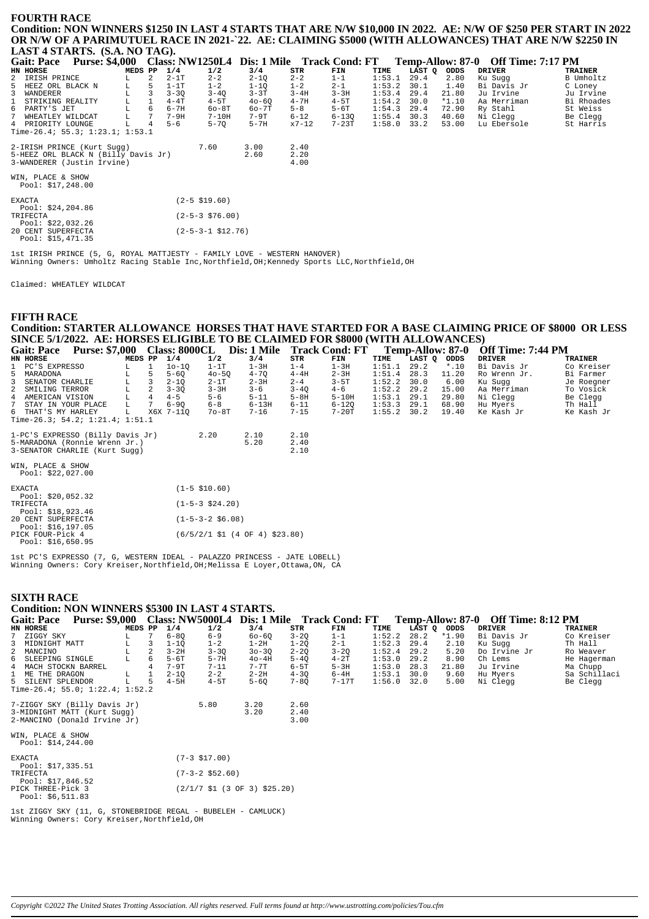## FOURTH RACE

**Condition: NON WINNERS $1250 IN LAST 4 STARTS THAT ARE N/W $10,000 IN 2022. AE: N/W OF $250 PER START IN 2022 OR N/W OF A PARIMUTUEL RACE IN 2021-`22. AE: CLAIMING $5000 (WITH ALLOWANCES) THAT ARE N/W $2250 IN LAST 4 STARTS. (S.A. NO TAG).**

**Gait: Pace Purse: $4,000 Class: NW1250L4 Dis: 1 Mile Track Cond: FT Temp-Allow: 87-0 Off Time: 7:17 PM**

| HN | HORSE | MEDS | PP | 1/4 | 1/2 | 3/4 | STR | FIN | TIME | LAST Q | ODDS | DRIVER | TRAINER |
|---|---|---|---|---|---|---|---|---|---|---|---|---|---|
| 2 | IRISH PRINCE | L | 2 | 2-1T | 2-2 | 2-1Q | 2-2 | 1-1 | 1:53.1 | 29.4 | 2.80 | Ku Sugg | B Umholtz |
| 5 | HEEZ ORL BLACK N | L | 5 | 1-1T | 1-2 | 1-1Q | 1-2 | 2-1 | 1:53.2 | 30.1 | 1.40 | Bi Davis Jr | C Loney |
| 3 | WANDERER | L | 3 | 3-3Q | 3-4Q | 3-3T | 3-4H | 3-3H | 1:53.4 | 29.4 | 21.80 | Ju Irvine | Ju Irvine |
| 1 | STRIKING REALITY | L | 1 | 4-4T | 4-5T | 4o-6Q | 4-7H | 4-5T | 1:54.2 | 30.0 | *1.10 | Aa Merriman | Bi Rhoades |
| 6 | PARTY'S JET | L | 6 | 6-7H | 6o-8T | 6o-7T | 5-8 | 5-6T | 1:54.3 | 29.4 | 72.90 | Ry Stahl | St Weiss |
| 7 | WHEATLEY WILDCAT | L | 7 | 7-9H | 7-10H | 7-9T | 6-12 | 6-13Q | 1:55.4 | 30.3 | 40.60 | Ni Clegg | Be Clegg |
| 4 | PRIORITY LOUNGE | L | 4 | 5-6 | 5-7Q | 5-7H | x7-12 | 7-23T | 1:58.0 | 33.2 | 53.00 | Lu Ebersole | St Harris |

Time-26.4; 55.3; 1:23.1; 1:53.1

| | | | |
|---|---|---|---|
| 2-IRISH PRINCE (Kurt Sugg) | 7.60 | 3.00 | 2.40 |
| 5-HEEZ ORL BLACK N (Billy Davis Jr) | | 2.60 | 2.20 |
| 3-WANDERER (Justin Irvine) | | | 4.00 |

WIN, PLACE & SHOW
Pool: $17,248.00

EXACTA (2-5 $19.60)
Pool: $24,204.86
TRIFECTA (2-5-3 $76.00)
Pool: $22,032.26
20 CENT SUPERFECTA (2-5-3-1 $12.76)
Pool: $15,471.35

1st IRISH PRINCE (5, G, ROYAL MATTJESTY - FAMILY LOVE - WESTERN HANOVER)
Winning Owners: Umholtz Racing Stable Inc,Northfield,OH;Kennedy Sports LLC,Northfield,OH

Claimed: WHEATLEY WILDCAT

## FIFTH RACE

**Condition: STARTER ALLOWANCE HORSES THAT HAVE STARTED FOR A BASE CLAIMING PRICE OF $8000 OR LESS SINCE 5/1/2022. AE: HORSES ELIGIBLE TO BE CLAIMED FOR $8000 (WITH ALLOWANCES)**

**Gait: Pace Purse: $7,000 Class: 8000CL Dis: 1 Mile Track Cond: FT Temp-Allow: 87-0 Off Time: 7:44 PM**

| HN | HORSE | MEDS | PP | 1/4 | 1/2 | 3/4 | STR | FIN | TIME | LAST Q | ODDS | DRIVER | TRAINER |
|---|---|---|---|---|---|---|---|---|---|---|---|---|---|
| 1 | PC'S EXPRESSO | L | 1 | 1o-1Q | 1-1T | 1-3H | 1-4 | 1-3H | 1:51.1 | 29.2 | *.10 | Bi Davis Jr | Co Kreiser |
| 5 | MARADONA | L | 5 | 5-6Q | 4o-5Q | 4-7Q | 4-4H | 2-3H | 1:51.4 | 28.3 | 11.20 | Ro Wrenn Jr. | Bi Farmer |
| 3 | SENATOR CHARLIE | L | 3 | 2-1Q | 2-1T | 2-3H | 2-4 | 3-5T | 1:52.2 | 30.0 | 6.00 | Ku Sugg | Je Roegner |
| 2 | SMILING TERROR | L | 2 | 3-3Q | 3-3H | 3-6 | 3-4Q | 4-6 | 1:52.2 | 29.2 | 15.00 | Aa Merriman | To Vosick |
| 4 | AMERICAN VISION | L | 4 | 4-5 | 5-6 | 5-11 | 5-8H | 5-10H | 1:53.1 | 29.1 | 29.80 | Ni Clegg | Be Clegg |
| 7 | STAY IN YOUR PLACE | L | 7 | 6-9Q | 6-8 | 6-13H | 6-11 | 6-12Q | 1:53.3 | 29.1 | 68.90 | Hu Myers | Th Hall |
| 6 | THAT'S MY HARLEY | L | X6X | 7-11Q | 7o-8T | 7-16 | 7-15 | 7-20T | 1:55.2 | 30.2 | 19.40 | Ke Kash Jr | Ke Kash Jr |

Time-26.3; 54.2; 1:21.4; 1:51.1

| | | | |
|---|---|---|---|
| 1-PC'S EXPRESSO (Billy Davis Jr) | 2.20 | 2.10 | 2.10 |
| 5-MARADONA (Ronnie Wrenn Jr.) | | 5.20 | 2.40 |
| 3-SENATOR CHARLIE (Kurt Sugg) | | | 2.10 |

WIN, PLACE & SHOW
Pool: $22,027.00

EXACTA (1-5 $10.60)
Pool: $20,052.32
TRIFECTA (1-5-3 $24.20)
Pool: $18,923.46
20 CENT SUPERFECTA (1-5-3-2 $6.08)
Pool: $16,197.05
PICK FOUR-Pick 4 (6/5/2/1 $1 (4 OF 4) $23.80)
Pool: $16,650.95

1st PC'S EXPRESSO (7, G, WESTERN IDEAL - PALAZZO PRINCESS - JATE LOBELL)
Winning Owners: Cory Kreiser,Northfield,OH;Melissa E Loyer,Ottawa,ON, CA

## SIXTH RACE

**Condition: NON WINNERS $5300 IN LAST 4 STARTS.**

**Gait: Pace Purse: $9,000 Class: NW5000L4 Dis: 1 Mile Track Cond: FT Temp-Allow: 87-0 Off Time: 8:12 PM**

| HN | HORSE | MEDS | PP | 1/4 | 1/2 | 3/4 | STR | FIN | TIME | LAST Q | ODDS | DRIVER | TRAINER |
|---|---|---|---|---|---|---|---|---|---|---|---|---|---|
| 7 | ZIGGY SKY | L | 7 | 6-8Q | 6-9 | 6o-6Q | 3-2Q | 1-1 | 1:52.2 | 28.2 | *1.90 | Bi Davis Jr | Co Kreiser |
| 3 | MIDNIGHT MATT | L | 3 | 1-1Q | 1-2 | 1-2H | 1-2Q | 2-1 | 1:52.3 | 29.4 | 2.10 | Ku Sugg | Th Hall |
| 2 | MANCINO | L | 2 | 3-2H | 3-3Q | 3o-3Q | 2-2Q | 3-2Q | 1:52.4 | 29.2 | 5.20 | Do Irvine Jr | Ro Weaver |
| 6 | SLEEPING SINGLE | L | 6 | 5-6T | 5-7H | 4o-4H | 5-4Q | 4-2T | 1:53.0 | 29.2 | 8.90 | Ch Lems | He Hagerman |
| 4 | MACH STOCKN BARREL | | 4 | 7-9T | 7-11 | 7-7T | 6-5T | 5-3H | 1:53.0 | 28.3 | 21.80 | Ju Irvine | Ma Chupp |
| 1 | ME THE DRAGON | L | 1 | 2-1Q | 2-2 | 2-2H | 4-3Q | 6-4H | 1:53.1 | 30.0 | 9.60 | Hu Myers | Sa Schillaci |
| 5 | SILENT SPLENDOR | L | 5 | 4-5H | 4-5T | 5-6Q | 7-8Q | 7-17T | 1:56.0 | 32.0 | 5.00 | Ni Clegg | Be Clegg |

Time-26.4; 55.0; 1:22.4; 1:52.2

| | | | |
|---|---|---|---|
| 7-ZIGGY SKY (Billy Davis Jr) | 5.80 | 3.20 | 2.60 |
| 3-MIDNIGHT MATT (Kurt Sugg) | | 3.20 | 2.40 |
| 2-MANCINO (Donald Irvine Jr) | | | 3.00 |

WIN, PLACE & SHOW
Pool: $14,244.00

EXACTA (7-3 $17.00)
Pool: $17,335.51
TRIFECTA (7-3-2 $52.60)
Pool: $17,846.52
PICK THREE-Pick 3 (2/1/7 $1 (3 OF 3) $25.20)
Pool: $6,511.83

1st ZIGGY SKY (11, G, STONEBRIDGE REGAL - BUBELEH - CAMLUCK)
Winning Owners: Cory Kreiser,Northfield,OH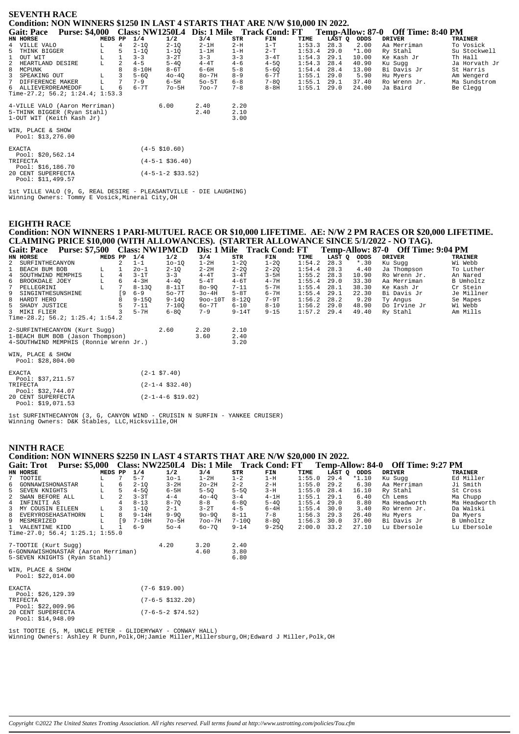## SEVENTH RACE

**Condition: NON WINNERS $1250 IN LAST 4 STARTS THAT ARE N/W $10,000 IN 2022.**

**Gait: Pace Purse: $4,000 Class: NW1250L4 Dis: 1 Mile Track Cond: FT Temp-Allow: 87-0 Off Time: 8:40 PM**

| HN | HORSE | MEDS | PP | 1/4 | 1/2 | 3/4 | STR | FIN | TIME | LAST Q | ODDS | DRIVER | TRAINER |
|---|---|---|---|---|---|---|---|---|---|---|---|---|---|
| 4 | VILLE VALO | L | 4 | 2-1Q | 2-1Q | 2-1H | 2-H | 1-T | 1:53.3 | 28.3 | 2.00 | Aa Merriman | To Vosick |
| 5 | THINK BIGGER | L | 5 | 1-1Q | 1-1Q | 1-1H | 1-H | 2-T | 1:53.4 | 29.0 | *1.00 | Ry Stahl | Su Stockwell |
| 1 | OUT WIT | L | 1 | 3-3 | 3-2T | 3-3 | 3-3 | 3-4T | 1:54.3 | 29.1 | 10.00 | Ke Kash Jr | Th Hall |
| 2 | HEARTLAND DESIRE | L | 2 | 4-5 | 5-4Q | 4-4T | 4-6 | 4-5Q | 1:54.3 | 28.4 | 40.90 | Ku Sugg | Ja Horvath Jr |
| 8 | MCPUNK | | 8 | 8-10H | 8-6T | 6-6H | 5-8 | 5-6Q | 1:54.4 | 28.4 | 13.00 | Bi Davis Jr | St Harris |
| 3 | SPEAKING OUT | L | 3 | 5-6Q | 4o-4Q | 8o-7H | 8-9 | 6-7T | 1:55.1 | 29.0 | 5.90 | Hu Myers | Am Wengerd |
| 7 | DIFFERENCE MAKER | L | 7 | 7-9 | 6-5H | 5o-5T | 6-8 | 7-8Q | 1:55.1 | 29.1 | 37.40 | Ro Wrenn Jr. | Ma Sundstrom |
| 6 | ALLIEVERDREAMEDOF | L | 6 | 6-7T | 7o-5H | 7oo-7 | 7-8 | 8-8H | 1:55.1 | 29.0 | 24.00 | Ja Baird | Be Clegg |

Time-27.2; 56.2; 1:24.4; 1:53.3

| | | | |
|---|---|---|---|
| 4-VILLE VALO (Aaron Merriman) | 6.00 | 2.40 | 2.20 |
| 5-THINK BIGGER (Ryan Stahl) | | 2.40 | 2.10 |
| 1-OUT WIT (Keith Kash Jr) | | | 3.00 |

WIN, PLACE & SHOW
Pool: $13,276.00

| | |
|---|---|
| EXACTA Pool: $20,562.14 | (4-5 $10.60) |
| TRIFECTA Pool: $16,186.70 | (4-5-1 $36.40) |
| 20 CENT SUPERFECTA Pool: $11,499.57 | (4-5-1-2 $33.52) |

1st VILLE VALO (9, G, REAL DESIRE - PLEASANTVILLE - DIE LAUGHING)
Winning Owners: Tommy E Vosick,Mineral City,OH

## EIGHTH RACE

**Condition: NON WINNERS 1 PARI-MUTUEL RACE OR $10,000 LIFETIME. AE: N/W 2 PM RACES OR $20,000 LIFETIME. CLAIMING PRICE $10,000 (WITH ALLOWANCES). (STARTER ALLOWANCE SINCE 5/1/2022 - NO TAG).**

**Gait: Pace Purse: $7,500 Class: NW1PMCD Dis: 1 Mile Track Cond: FT Temp-Allow: 87-0 Off Time: 9:04 PM**

| HN | HORSE | MEDS | PP | 1/4 | 1/2 | 3/4 | STR | FIN | TIME | LAST Q | ODDS | DRIVER | TRAINER |
|---|---|---|---|---|---|---|---|---|---|---|---|---|---|
| 2 | SURFINTHECANYON | | 2 | 1-1 | 1o-1Q | 1-2H | 1-2Q | 1-2Q | 1:54.2 | 28.3 | *.30 | Ku Sugg | Wi Webb |
| 1 | BEACH BUM BOB | L | 1 | 2o-1 | 2-1Q | 2-2H | 2-2Q | 2-2Q | 1:54.4 | 28.3 | 4.40 | Ja Thompson | To Luther |
| 4 | SOUTHWIND MEMPHIS | L | 4 | 3-1T | 3-3 | 4-4T | 3-4T | 3-5H | 1:55.2 | 28.3 | 10.90 | Ro Wrenn Jr. | An Nared |
| 6 | BROOKDALE JOEY | L | 6 | 4-3H | 4-4Q | 5-4T | 4-6T | 4-7H | 1:55.4 | 29.0 | 33.30 | Aa Merriman | B Umholtz |
| 7 | PELLEGRINI | L | 7 | 8-13Q | 8-11T | 8o-9Q | 7-11 | 5-7H | 1:55.4 | 28.1 | 38.30 | Ke Kash Jr | Cr Stein |
| 9 | SINGINTHESUNSHINE | | [9 | 6-9 | 5o-7T | 3o-4H | 5-8T | 6-7H | 1:55.4 | 29.1 | 22.30 | Bi Davis Jr | Je Millner |
| 8 | HARDT HERO | | 8 | 9-15Q | 9-14Q | 9oo-10T | 8-12Q | 7-9T | 1:56.2 | 28.2 | 9.20 | Ty Angus | Se Mapes |
| 5 | SHADY JUSTICE | | 5 | 7-11 | 7-10Q | 6o-7T | 6-10 | 8-10 | 1:56.2 | 29.0 | 48.90 | Do Irvine Jr | Wi Webb |
| 3 | MIKI FLIER | | 3 | 5-7H | 6-8Q | 7-9 | 9-14T | 9-15 | 1:57.2 | 29.4 | 49.40 | Ry Stahl | Am Mills |

Time-28.2; 56.2; 1:25.4; 1:54.2

| | | | |
|---|---|---|---|
| 2-SURFINTHECANYON (Kurt Sugg) | 2.60 | 2.20 | 2.10 |
| 1-BEACH BUM BOB (Jason Thompson) | | 3.60 | 2.40 |
| 4-SOUTHWIND MEMPHIS (Ronnie Wrenn Jr.) | | | 3.20 |

WIN, PLACE & SHOW
Pool: $28,804.00

| | |
|---|---|
| EXACTA Pool: $37,211.57 | (2-1 $7.40) |
| TRIFECTA Pool: $32,744.07 | (2-1-4 $32.40) |
| 20 CENT SUPERFECTA Pool: $19,071.53 | (2-1-4-6 $19.02) |

1st SURFINTHECANYON (3, G, CANYON WIND - CRUISIN N SURFIN - YANKEE CRUISER)
Winning Owners: D&K Stables, LLC,Hicksville,OH

## NINTH RACE

**Condition: NON WINNERS $2250 IN LAST 4 STARTS THAT ARE N/W $20,000 IN 2022.**

**Gait: Trot Purse: $5,000 Class: NW2250L4 Dis: 1 Mile Track Cond: FT Temp-Allow: 84-0 Off Time: 9:27 PM**

| HN | HORSE | MEDS | PP | 1/4 | 1/2 | 3/4 | STR | FIN | TIME | LAST Q | ODDS | DRIVER | TRAINER |
|---|---|---|---|---|---|---|---|---|---|---|---|---|---|
| 7 | TOOTIE | L | 7 | 5-7 | 1o-1 | 1-2H | 1-2 | 1-H | 1:55.0 | 29.4 | *1.10 | Ku Sugg | Ed Miller |
| 6 | GONNAWISHONASTAR | L | 6 | 2-1Q | 3-2H | 2o-2H | 2-2 | 2-H | 1:55.0 | 29.2 | 6.30 | Aa Merriman | Ji Smith |
| 5 | SEVEN KNIGHTS | L | 5 | 4-5Q | 6-5H | 5-5Q | 5-5Q | 3-H | 1:55.0 | 28.4 | 16.10 | Ry Stahl | St Cross |
| 2 | SWAN BEFORE ALL | L | 2 | 3-3T | 4-4 | 4o-4Q | 3-4 | 4-1H | 1:55.1 | 29.1 | 6.40 | Ch Lems | Ma Chupp |
| 4 | INFINITI AS | | 4 | 8-13 | 8-7Q | 8-8 | 6-8Q | 5-4Q | 1:55.4 | 29.0 | 8.80 | Ma Headworth | Ma Headworth |
| 3 | MY COUSIN EILEEN | L | 3 | 1-1Q | 2-1 | 3-2T | 4-5 | 6-4H | 1:55.4 | 30.0 | 3.40 | Ro Wrenn Jr. | Da Walski |
| 8 | EVERYROSEHASATHORN | L | 8 | 9-14H | 9-9Q | 9o-9Q | 8-11 | 7-8 | 1:56.3 | 29.3 | 26.40 | Hu Myers | Da Myers |
| 9 | MESMERIZED | L | [9 | 7-10H | 7o-5H | 7oo-7H | 7-10Q | 8-8Q | 1:56.3 | 30.0 | 37.00 | Bi Davis Jr | B Umholtz |
| 1 | VALENTINE KIDD | L | 1 | 6-9 | 5o-4 | 6o-7Q | 9-14 | 9-25Q | 2:00.0 | 33.2 | 27.10 | Lu Ebersole | Lu Ebersole |

Time-27.0; 56.4; 1:25.1; 1:55.0

| | | | |
|---|---|---|---|
| 7-TOOTIE (Kurt Sugg) | 4.20 | 3.20 | 2.40 |
| 6-GONNAWISHONASTAR (Aaron Merriman) | | 4.60 | 3.80 |
| 5-SEVEN KNIGHTS (Ryan Stahl) | | | 6.80 |

WIN, PLACE & SHOW
Pool: $22,014.00

| | |
|---|---|
| EXACTA Pool: $26,129.39 | (7-6 $19.00) |
| TRIFECTA Pool: $22,009.96 | (7-6-5 $132.20) |
| 20 CENT SUPERFECTA Pool: $14,948.09 | (7-6-5-2 $74.52) |

1st TOOTIE (5, M, UNCLE PETER - GLIDEMYWAY - CONWAY HALL)
Winning Owners: Ashley R Dunn,Polk,OH;Jamie Miller,Millersburg,OH;Edward J Miller,Polk,OH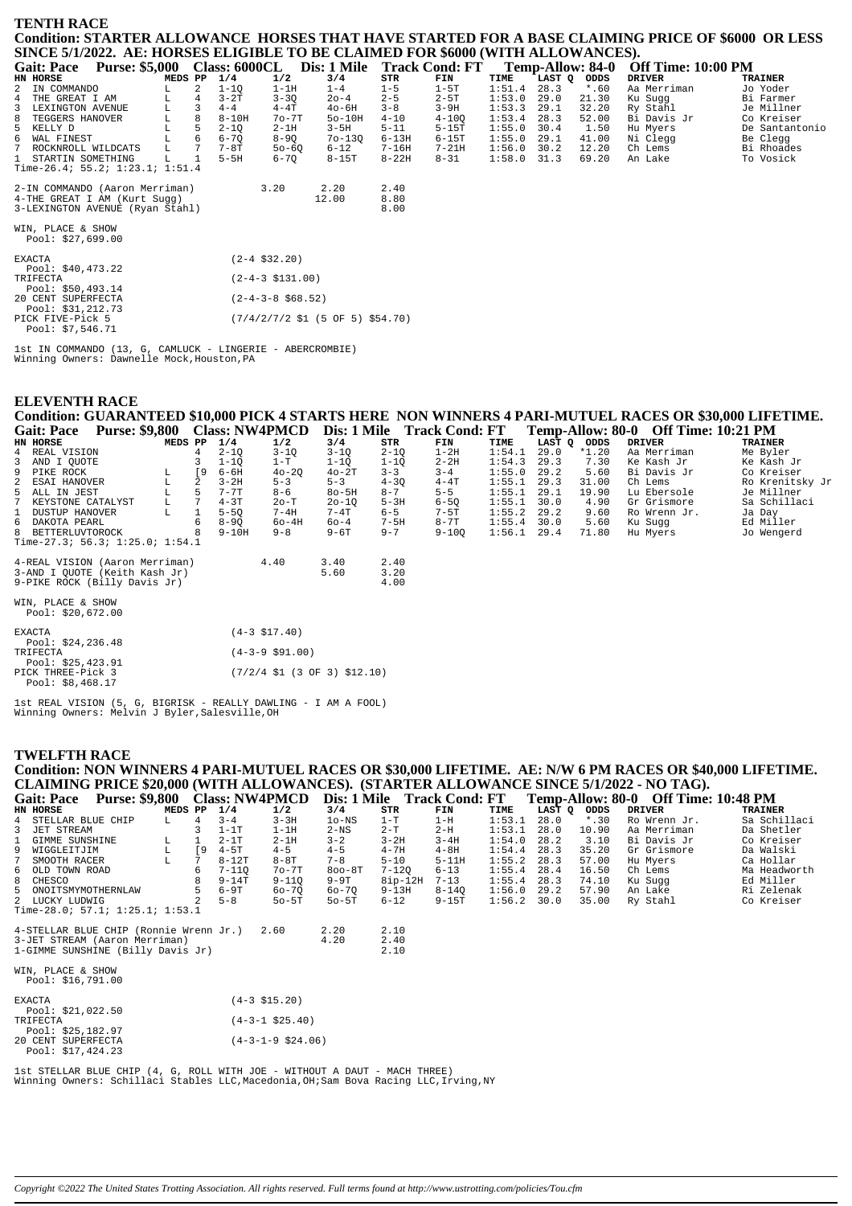## TENTH RACE

**Condition: STARTER ALLOWANCE HORSES THAT HAVE STARTED FOR A BASE CLAIMING PRICE OF $6000 OR LESS SINCE 5/1/2022. AE: HORSES ELIGIBLE TO BE CLAIMED FOR $6000 (WITH ALLOWANCES).**

**Gait: Pace Purse: $5,000 Class: 6000CL Dis: 1 Mile Track Cond: FT Temp-Allow: 84-0 Off Time: 10:00 PM**

| HN | HORSE | MEDS | PP | 1/4 | 1/2 | 3/4 | STR | FIN | TIME | LAST Q | ODDS | DRIVER | TRAINER |
|---|---|---|---|---|---|---|---|---|---|---|---|---|---|
| 2 | IN COMMANDO | L | 2 | 1-1Q | 1-1H | 1-4 | 1-5 | 1-5T | 1:51.4 | 28.3 | *.60 | Aa Merriman | Jo Yoder |
| 4 | THE GREAT I AM | L | 4 | 3-2T | 3-3Q | 2o-4 | 2-5 | 2-5T | 1:53.0 | 29.0 | 21.30 | Ku Sugg | Bi Farmer |
| 3 | LEXINGTON AVENUE | L | 3 | 4-4 | 4-4T | 4o-6H | 3-8 | 3-9H | 1:53.3 | 29.1 | 32.20 | Ry Stahl | Je Millner |
| 8 | TEGGERS HANOVER | L | 8 | 8-10H | 7o-7T | 5o-10H | 4-10 | 4-10Q | 1:53.4 | 28.3 | 52.00 | Bi Davis Jr | Co Kreiser |
| 5 | KELLY D | L | 5 | 2-1Q | 2-1H | 3-5H | 5-11 | 5-15T | 1:55.0 | 30.4 | 1.50 | Hu Myers | De Santantonio |
| 6 | WAL FINEST | L | 6 | 6-7Q | 8-9Q | 7o-13Q | 6-13H | 6-15T | 1:55.0 | 29.1 | 41.00 | Ni Clegg | Be Clegg |
| 7 | ROCKNROLL WILDCATS | L | 7 | 7-8T | 5o-6Q | 6-12 | 7-16H | 7-21H | 1:56.0 | 30.2 | 12.20 | Ch Lems | Bi Rhoades |
| 1 | STARTIN SOMETHING | L | 1 | 5-5H | 6-7Q | 8-15T | 8-22H | 8-31 | 1:58.0 | 31.3 | 69.20 | An Lake | To Vosick |

Time-26.4; 55.2; 1:23.1; 1:51.4

| | | | |
|---|---|---|---|
| 2-IN COMMANDO (Aaron Merriman) | 3.20 | 2.20 | 2.40 |
| 4-THE GREAT I AM (Kurt Sugg) | | 12.00 | 8.80 |
| 3-LEXINGTON AVENUE (Ryan Stahl) | | | 8.00 |

WIN, PLACE & SHOW
Pool: $27,699.00

| | |
|---|---|
| EXACTA Pool: $40,473.22 | (2-4 $32.20) |
| TRIFECTA Pool: $50,493.14 | (2-4-3 $131.00) |
| 20 CENT SUPERFECTA Pool: $31,212.73 | (2-4-3-8 $68.52) |
| PICK FIVE-Pick 5 Pool: $7,546.71 | (7/4/2/7/2 $1 (5 OF 5) $54.70) |

1st IN COMMANDO (13, G, CAMLUCK - LINGERIE - ABERCROMBIE)
Winning Owners: Dawnelle Mock,Houston,PA

## ELEVENTH RACE

**Condition: GUARANTEED $10,000 PICK 4 STARTS HERE NON WINNERS 4 PARI-MUTUEL RACES OR $30,000 LIFETIME.**

**Gait: Pace Purse: $9,800 Class: NW4PMCD Dis: 1 Mile Track Cond: FT Temp-Allow: 80-0 Off Time: 10:21 PM**

| HN | HORSE | MEDS | PP | 1/4 | 1/2 | 3/4 | STR | FIN | TIME | LAST Q | ODDS | DRIVER | TRAINER |
|---|---|---|---|---|---|---|---|---|---|---|---|---|---|
| 4 | REAL VISION | | 4 | 2-1Q | 3-1Q | 3-1Q | 2-1Q | 1-2H | 1:54.1 | 29.0 | *1.20 | Aa Merriman | Me Byler |
| 3 | AND I QUOTE | | 3 | 1-1Q | 1-T | 1-1Q | 1-1Q | 2-2H | 1:54.3 | 29.3 | 7.30 | Ke Kash Jr | Ke Kash Jr |
| 9 | PIKE ROCK | L | [9 | 6-6H | 4o-2Q | 4o-2T | 3-3 | 3-4 | 1:55.0 | 29.2 | 5.60 | Bi Davis Jr | Co Kreiser |
| 2 | ESAI HANOVER | L | 2 | 3-2H | 5-3 | 5-3 | 4-3Q | 4-4T | 1:55.1 | 29.3 | 31.00 | Ch Lems | Ro Krenitsky Jr |
| 5 | ALL IN JEST | L | 5 | 7-7T | 8-6 | 8o-5H | 8-7 | 5-5 | 1:55.1 | 29.1 | 19.90 | Lu Ebersole | Je Millner |
| 7 | KEYSTONE CATALYST | L | 7 | 4-3T | 2o-T | 2o-1Q | 5-3H | 6-5Q | 1:55.1 | 30.0 | 4.90 | Gr Grismore | Sa Schillaci |
| 1 | DUSTUP HANOVER | L | 1 | 5-5Q | 7-4H | 7-4T | 6-5 | 7-5T | 1:55.2 | 29.2 | 9.60 | Ro Wrenn Jr. | Ja Day |
| 6 | DAKOTA PEARL | | 6 | 8-9Q | 6o-4H | 6o-4 | 7-5H | 8-7T | 1:55.4 | 30.0 | 5.60 | Ku Sugg | Ed Miller |
| 8 | BETTERLUVTOROCK | | 8 | 9-10H | 9-8 | 9-6T | 9-7 | 9-10Q | 1:56.1 | 29.4 | 71.80 | Hu Myers | Jo Wengerd |

Time-27.3; 56.3; 1:25.0; 1:54.1

| | | | |
|---|---|---|---|
| 4-REAL VISION (Aaron Merriman) | 4.40 | 3.40 | 2.40 |
| 3-AND I QUOTE (Keith Kash Jr) | | 5.60 | 3.20 |
| 9-PIKE ROCK (Billy Davis Jr) | | | 4.00 |

WIN, PLACE & SHOW
Pool: $20,672.00

| | |
|---|---|
| EXACTA Pool: $24,236.48 | (4-3 $17.40) |
| TRIFECTA Pool: $25,423.91 | (4-3-9 $91.00) |
| PICK THREE-Pick 3 Pool: $8,468.17 | (7/2/4 $1 (3 OF 3) $12.10) |

1st REAL VISION (5, G, BIGRISK - REALLY DAWLING - I AM A FOOL)
Winning Owners: Melvin J Byler,Salesville,OH

## TWELFTH RACE

**Condition: NON WINNERS 4 PARI-MUTUEL RACES OR $30,000 LIFETIME. AE: N/W 6 PM RACES OR $40,000 LIFETIME. CLAIMING PRICE $20,000 (WITH ALLOWANCES). (STARTER ALLOWANCE SINCE 5/1/2022 - NO TAG).**

**Gait: Pace Purse: $9,800 Class: NW4PMCD Dis: 1 Mile Track Cond: FT Temp-Allow: 80-0 Off Time: 10:48 PM**

| HN | HORSE | MEDS | PP | 1/4 | 1/2 | 3/4 | STR | FIN | TIME | LAST Q | ODDS | DRIVER | TRAINER |
|---|---|---|---|---|---|---|---|---|---|---|---|---|---|
| 4 | STELLAR BLUE CHIP | L | 4 | 3-4 | 3-3H | 1o-NS | 1-T | 1-H | 1:53.1 | 28.0 | *.30 | Ro Wrenn Jr. | Sa Schillaci |
| 3 | JET STREAM | | 3 | 1-1T | 1-1H | 2-NS | 2-T | 2-H | 1:53.1 | 28.0 | 10.90 | Aa Merriman | Da Shetler |
| 1 | GIMME SUNSHINE | L | 1 | 2-1T | 2-1H | 3-2 | 3-2H | 3-4H | 1:54.0 | 28.2 | 3.10 | Bi Davis Jr | Co Kreiser |
| 9 | WIGGLEITJIM | L | [9 | 4-5T | 4-5 | 4-5 | 4-7H | 4-8H | 1:54.4 | 28.3 | 35.20 | Gr Grismore | Da Walski |
| 7 | SMOOTH RACER | L | 7 | 8-12T | 8-8T | 7-8 | 5-10 | 5-11H | 1:55.2 | 28.3 | 57.00 | Hu Myers | Ca Hollar |
| 6 | OLD TOWN ROAD | | 6 | 7-11Q | 7o-7T | 8oo-8T | 7-12Q | 6-13 | 1:55.4 | 28.4 | 16.50 | Ch Lems | Ma Headworth |
| 8 | CHESCO | | 8 | 9-14T | 9-11Q | 9-9T | 8ip-12H | 7-13 | 1:55.4 | 28.3 | 74.10 | Ku Sugg | Ed Miller |
| 5 | ONOITSMYMOTHERNLAW | | 5 | 6-9T | 6o-7Q | 6o-7Q | 9-13H | 8-14Q | 1:56.0 | 29.2 | 57.90 | An Lake | Ri Zelenak |
| 2 | LUCKY LUDWIG | | 2 | 5-8 | 5o-5T | 5o-5T | 6-12 | 9-15T | 1:56.2 | 30.0 | 35.00 | Ry Stahl | Co Kreiser |

Time-28.0; 57.1; 1:25.1; 1:53.1

| | | | |
|---|---|---|---|
| 4-STELLAR BLUE CHIP (Ronnie Wrenn Jr.) | 2.60 | 2.20 | 2.10 |
| 3-JET STREAM (Aaron Merriman) | | 4.20 | 2.40 |
| 1-GIMME SUNSHINE (Billy Davis Jr) | | | 2.10 |

WIN, PLACE & SHOW
Pool: $16,791.00

| | |
|---|---|
| EXACTA Pool: $21,022.50 | (4-3 $15.20) |
| TRIFECTA Pool: $25,182.97 | (4-3-1 $25.40) |
| 20 CENT SUPERFECTA Pool: $17,424.23 | (4-3-1-9 $24.06) |

1st STELLAR BLUE CHIP (4, G, ROLL WITH JOE - WITHOUT A DAUT - MACH THREE)
Winning Owners: Schillaci Stables LLC,Macedonia,OH;Sam Bova Racing LLC,Irving,NY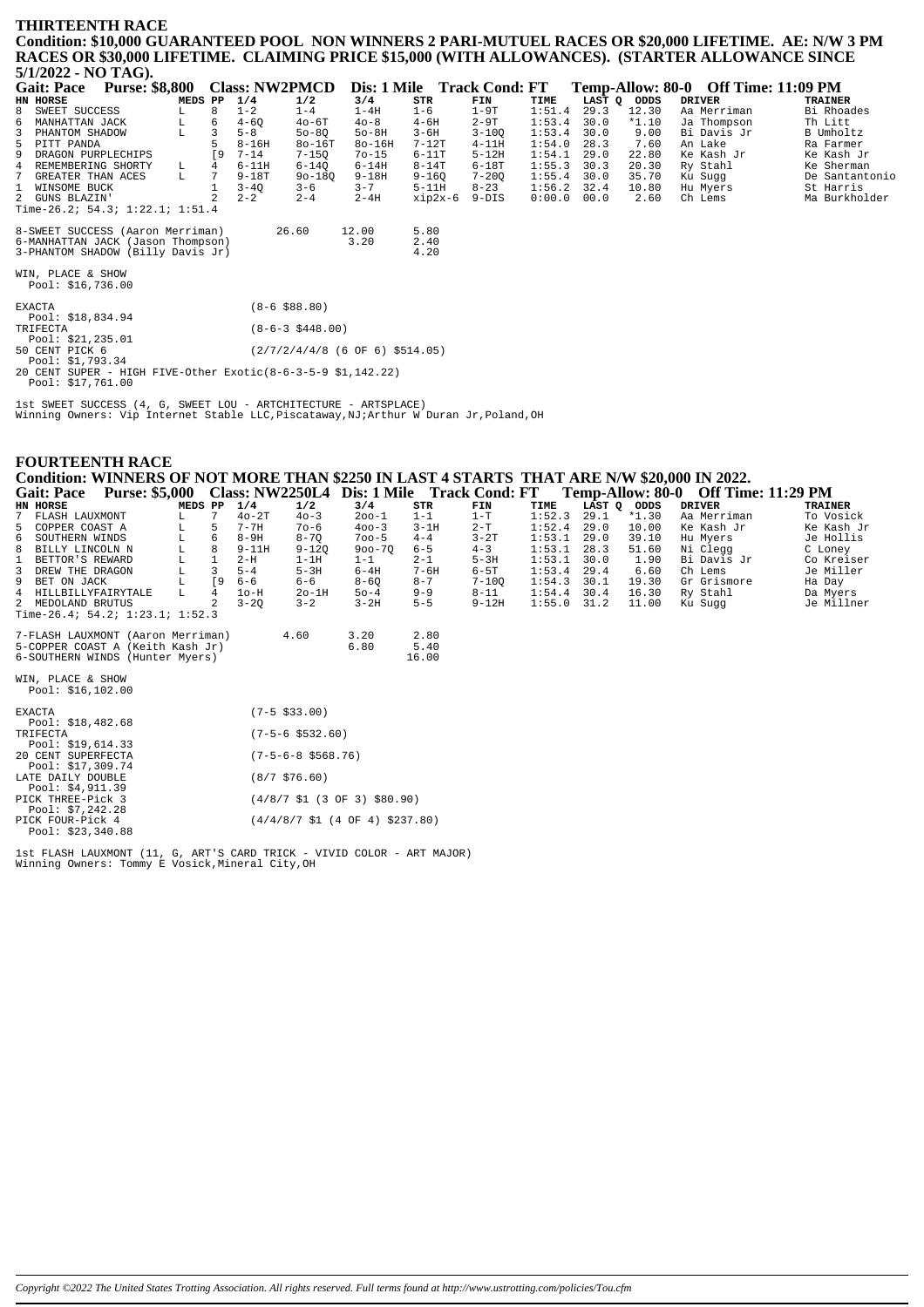## THIRTEENTH RACE

**Condition: $10,000 GUARANTEED POOL NON WINNERS 2 PARI-MUTUEL RACES OR $20,000 LIFETIME. AE: N/W 3 PM RACES OR $30,000 LIFETIME. CLAIMING PRICE $15,000 (WITH ALLOWANCES). (STARTER ALLOWANCE SINCE 5/1/2022 - NO TAG).**

**Gait: Pace Purse: $8,800 Class: NW2PMCD Dis: 1 Mile Track Cond: FT Temp-Allow: 80-0 Off Time: 11:09 PM**

| HN | HORSE | MEDS | PP | 1/4 | 1/2 | 3/4 | STR | FIN | TIME | LAST Q | ODDS | DRIVER | TRAINER |
|---|---|---|---|---|---|---|---|---|---|---|---|---|---|
| 8 | SWEET SUCCESS | L | 8 | 1-2 | 1-4 | 1-4H | 1-6 | 1-9T | 1:51.4 | 29.3 | 12.30 | Aa Merriman | Bi Rhoades |
| 6 | MANHATTAN JACK | L | 6 | 4-6Q | 4o-6T | 4o-8 | 4-6H | 2-9T | 1:53.4 | 30.0 | *1.10 | Ja Thompson | Th Litt |
| 3 | PHANTOM SHADOW | L | 3 | 5-8 | 5o-8Q | 5o-8H | 3-6H | 3-10Q | 1:53.4 | 30.0 | 9.00 | Bi Davis Jr | B Umholtz |
| 5 | PITT PANDA | | 5 | 8-16H | 8o-16T | 8o-16H | 7-12T | 4-11H | 1:54.0 | 28.3 | 7.60 | An Lake | Ra Farmer |
| 9 | DRAGON PURPLECHIPS | | [9 | 7-14 | 7-15Q | 7o-15 | 6-11T | 5-12H | 1:54.1 | 29.0 | 22.80 | Ke Kash Jr | Ke Kash Jr |
| 4 | REMEMBERING SHORTY | L | 4 | 6-11H | 6-14Q | 6-14H | 8-14T | 6-18T | 1:55.3 | 30.3 | 20.30 | Ry Stahl | Ke Sherman |
| 7 | GREATER THAN ACES | L | 7 | 9-18T | 9o-18Q | 9-18H | 9-16Q | 7-20Q | 1:55.4 | 30.0 | 35.70 | Ku Sugg | De Santantonio |
| 1 | WINSOME BUCK | | 1 | 3-4Q | 3-6 | 3-7 | 5-11H | 8-23 | 1:56.2 | 32.4 | 10.80 | Hu Myers | St Harris |
| 2 | GUNS BLAZIN' | | 2 | 2-2 | 2-4 | 2-4H | xip2x-6 | 9-DIS | 0:00.0 | 00.0 | 2.60 | Ch Lems | Ma Burkholder |

Time-26.2; 54.3; 1:22.1; 1:51.4

| | | | |
|---|---|---|---|
| 8-SWEET SUCCESS (Aaron Merriman) | 26.60 | 12.00 | 5.80 |
| 6-MANHATTAN JACK (Jason Thompson) | | 3.20 | 2.40 |
| 3-PHANTOM SHADOW (Billy Davis Jr) | | | 4.20 |

WIN, PLACE & SHOW
Pool: $16,736.00

| | |
|---|---|
| EXACTA Pool: $18,834.94 | (8-6 $88.80) |
| TRIFECTA Pool: $21,235.01 | (8-6-3 $448.00) |
| 50 CENT PICK 6 Pool: $1,793.34 | (2/7/2/4/4/8 (6 OF 6) $514.05) |
| 20 CENT SUPER - HIGH FIVE-Other Exotic Pool: $17,761.00 | (8-6-3-5-9 $1,142.22) |

1st SWEET SUCCESS (4, G, SWEET LOU - ARTCHITECTURE - ARTSPLACE)
Winning Owners: Vip Internet Stable LLC,Piscataway,NJ;Arthur W Duran Jr,Poland,OH

## FOURTEENTH RACE

**Condition: WINNERS OF NOT MORE THAN $2250 IN LAST 4 STARTS THAT ARE N/W $20,000 IN 2022.**

**Gait: Pace Purse: $5,000 Class: NW2250L4 Dis: 1 Mile Track Cond: FT Temp-Allow: 80-0 Off Time: 11:29 PM**

| HN | HORSE | MEDS | PP | 1/4 | 1/2 | 3/4 | STR | FIN | TIME | LAST Q | ODDS | DRIVER | TRAINER |
|---|---|---|---|---|---|---|---|---|---|---|---|---|---|
| 7 | FLASH LAUXMONT | L | 7 | 4o-2T | 4o-3 | 2oo-1 | 1-1 | 1-T | 1:52.3 | 29.1 | *1.30 | Aa Merriman | To Vosick |
| 5 | COPPER COAST A | L | 5 | 7-7H | 7o-6 | 4oo-3 | 3-1H | 2-T | 1:52.4 | 29.0 | 10.00 | Ke Kash Jr | Ke Kash Jr |
| 6 | SOUTHERN WINDS | L | 6 | 8-9H | 8-7Q | 7oo-5 | 4-4 | 3-2T | 1:53.1 | 29.0 | 39.10 | Hu Myers | Je Hollis |
| 8 | BILLY LINCOLN N | L | 8 | 9-11H | 9-12Q | 9oo-7Q | 6-5 | 4-3 | 1:53.1 | 28.3 | 51.60 | Ni Clegg | C Loney |
| 1 | BETTOR'S REWARD | L | 1 | 2-H | 1-1H | 1-1 | 2-1 | 5-3H | 1:53.1 | 30.0 | 1.90 | Bi Davis Jr | Co Kreiser |
| 3 | DREW THE DRAGON | L | 3 | 5-4 | 5-3H | 6-4H | 7-6H | 6-5T | 1:53.4 | 29.4 | 6.60 | Ch Lems | Je Miller |
| 9 | BET ON JACK | L | [9 | 6-6 | 6-6 | 8-6Q | 8-7 | 7-10Q | 1:54.3 | 30.1 | 19.30 | Gr Grismore | Ha Day |
| 4 | HILLBILLYFAIRYTALE | L | 4 | 1o-H | 2o-1H | 5o-4 | 9-9 | 8-11 | 1:54.4 | 30.4 | 16.30 | Ry Stahl | Da Myers |
| 2 | MEDOLAND BRUTUS | | 2 | 3-2Q | 3-2 | 3-2H | 5-5 | 9-12H | 1:55.0 | 31.2 | 11.00 | Ku Sugg | Je Millner |

Time-26.4; 54.2; 1:23.1; 1:52.3

| | | | |
|---|---|---|---|
| 7-FLASH LAUXMONT (Aaron Merriman) | 4.60 | 3.20 | 2.80 |
| 5-COPPER COAST A (Keith Kash Jr) | | 6.80 | 5.40 |
| 6-SOUTHERN WINDS (Hunter Myers) | | | 16.00 |

WIN, PLACE & SHOW
Pool: $16,102.00

| | |
|---|---|
| EXACTA Pool: $18,482.68 | (7-5 $33.00) |
| TRIFECTA Pool: $19,614.33 | (7-5-6 $532.60) |
| 20 CENT SUPERFECTA Pool: $17,309.74 | (7-5-6-8 $568.76) |
| LATE DAILY DOUBLE Pool: $4,911.39 | (8/7 $76.60) |
| PICK THREE-Pick 3 Pool: $7,242.28 | (4/8/7 $1 (3 OF 3) $80.90) |
| PICK FOUR-Pick 4 Pool: $23,340.88 | (4/4/8/7 $1 (4 OF 4) $237.80) |

1st FLASH LAUXMONT (11, G, ART'S CARD TRICK - VIVID COLOR - ART MAJOR)
Winning Owners: Tommy E Vosick,Mineral City,OH